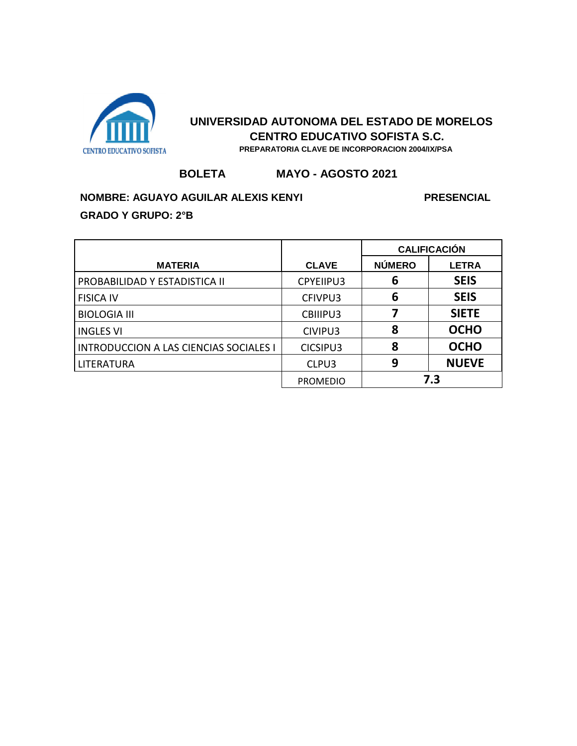CENTRO EDUCATIVO SOFISTA

# UNIVERSIDAD AUTONOMA DEL ESTADO DE MORELOS

## CENTRO EDUCATIVO SOFISTA S.C.

**PREPARATORIA CLAVE DE INCORPORACION 2004/IX/PSA**

**BOLETA** **MAYO - AGOSTO 2021**

**NOMBRE: AGUAYO AGUILAR ALEXIS KENYI** **PRESENCIAL**

**GRADO Y GRUPO: 2°B**

| MATERIA | CLAVE | CALIFICACIÓN | |
|---|---|---|---|
| | | NÚMERO | LETRA |
| PROBABILIDAD Y ESTADISTICA II | CPYEIIPU3 | 6 | SEIS |
| FISICA IV | CFIVPU3 | 6 | SEIS |
| BIOLOGIA III | CBIIIPU3 | 7 | SIETE |
| INGLES VI | CIVIPU3 | 8 | OCHO |
| INTRODUCCION A LAS CIENCIAS SOCIALES I | CICSIPU3 | 8 | OCHO |
| LITERATURA | CLPU3 | 9 | NUEVE |
| | PROMEDIO | 7.3 | |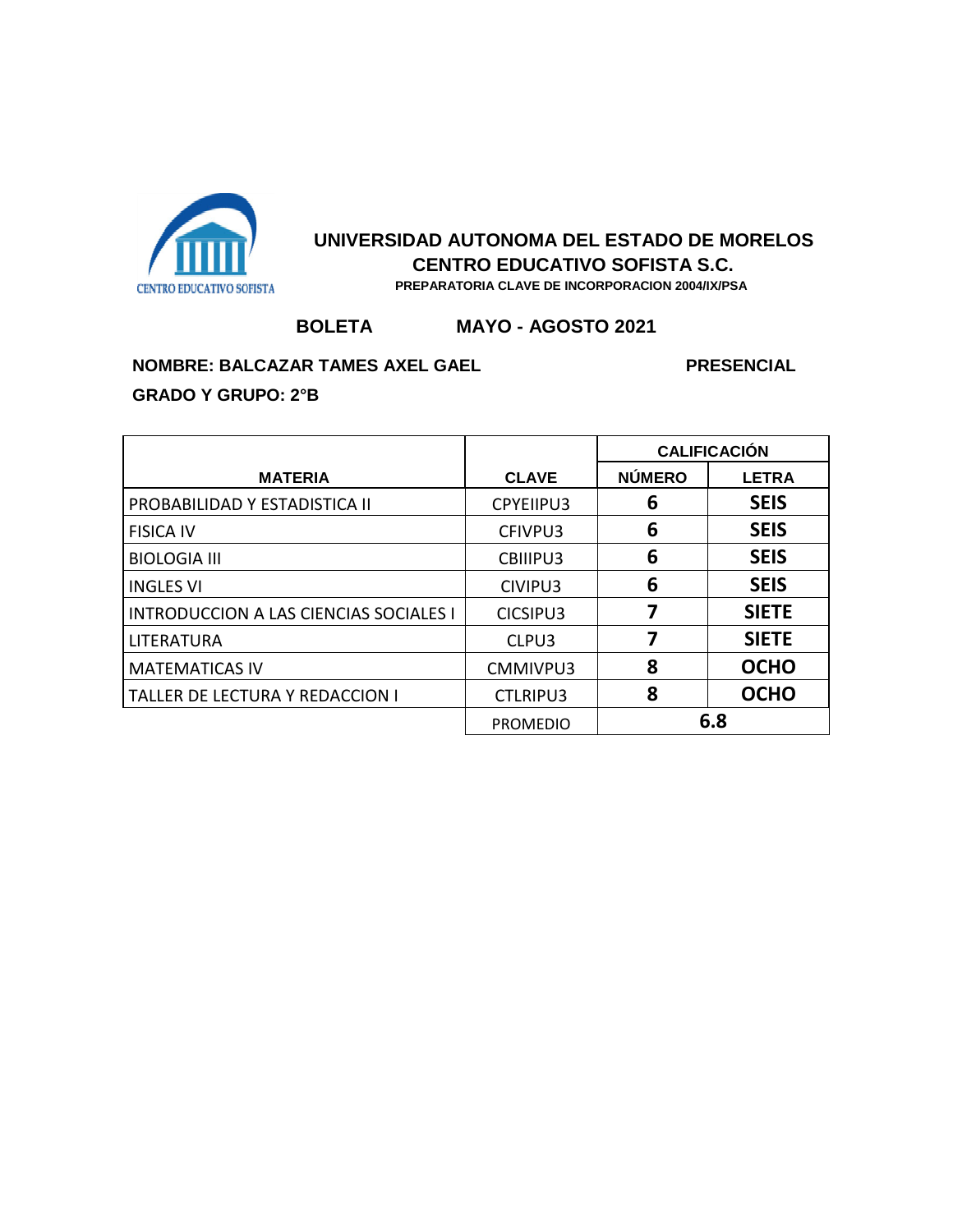CENTRO EDUCATIVO SOFISTA

## UNIVERSIDAD AUTONOMA DEL ESTADO DE MORELOS
## CENTRO EDUCATIVO SOFISTA S.C.
**PREPARATORIA CLAVE DE INCORPORACION 2004/IX/PSA**

**BOLETA** **MAYO - AGOSTO 2021**

**NOMBRE: BALCAZAR TAMES AXEL GAEL** **PRESENCIAL**

**GRADO Y GRUPO: 2°B**

| MATERIA | CLAVE | CALIFICACIÓN | |
|---|---|---|---|
| | | NÚMERO | LETRA |
| PROBABILIDAD Y ESTADISTICA II | CPYEIIPU3 | 6 | SEIS |
| FISICA IV | CFIVPU3 | 6 | SEIS |
| BIOLOGIA III | CBIIIPU3 | 6 | SEIS |
| INGLES VI | CIVIPU3 | 6 | SEIS |
| INTRODUCCION A LAS CIENCIAS SOCIALES I | CICSIPU3 | 7 | SIETE |
| LITERATURA | CLPU3 | 7 | SIETE |
| MATEMATICAS IV | CMMIVPU3 | 8 | OCHO |
| TALLER DE LECTURA Y REDACCION I | CTLRIPU3 | 8 | OCHO |
| | PROMEDIO | 6.8 | |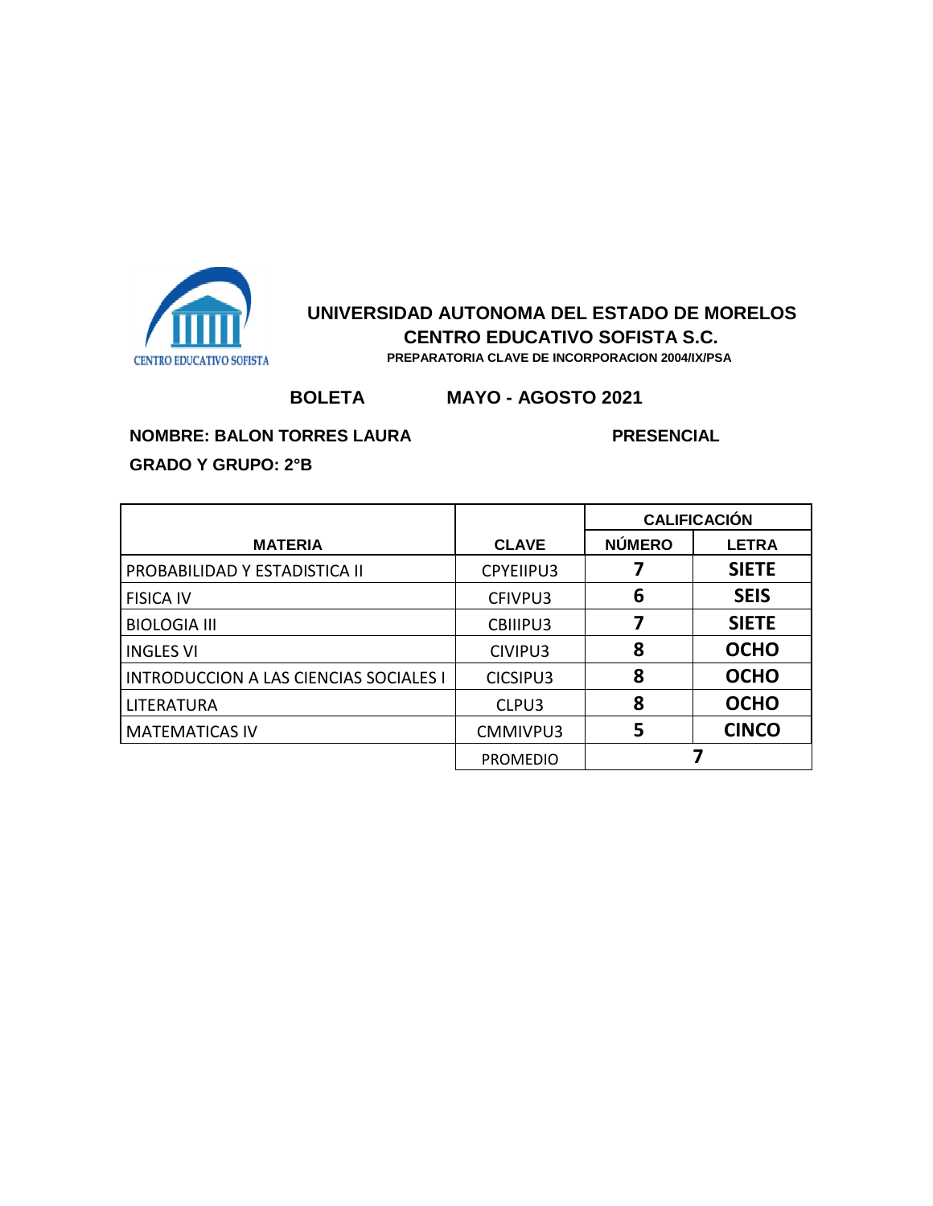CENTRO EDUCATIVO SOFISTA

## UNIVERSIDAD AUTONOMA DEL ESTADO DE MORELOS
## CENTRO EDUCATIVO SOFISTA S.C.
**PREPARATORIA CLAVE DE INCORPORACION 2004/IX/PSA**

**BOLETA** **MAYO - AGOSTO 2021**

**NOMBRE: BALON TORRES LAURA** **PRESENCIAL**

**GRADO Y GRUPO: 2°B**

| MATERIA | CLAVE | CALIFICACIÓN | |
|---|---|---|---|
| | | NÚMERO | LETRA |
| PROBABILIDAD Y ESTADISTICA II | CPYEIIPU3 | 7 | SIETE |
| FISICA IV | CFIVPU3 | 6 | SEIS |
| BIOLOGIA III | CBIIIPU3 | 7 | SIETE |
| INGLES VI | CIVIPU3 | 8 | OCHO |
| INTRODUCCION A LAS CIENCIAS SOCIALES I | CICSIPU3 | 8 | OCHO |
| LITERATURA | CLPU3 | 8 | OCHO |
| MATEMATICAS IV | CMMIVPU3 | 5 | CINCO |
| | PROMEDIO | 7 | |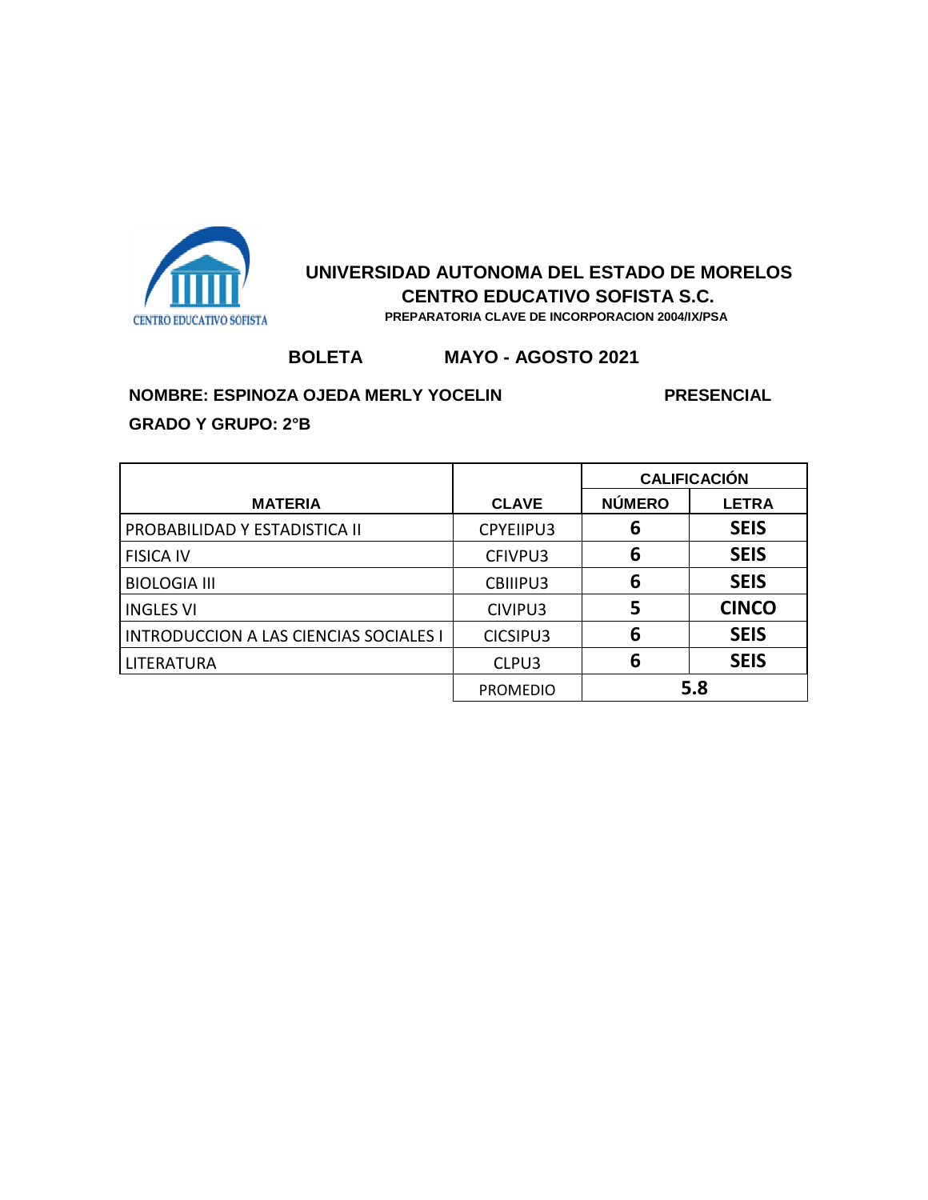CENTRO EDUCATIVO SOFISTA

# UNIVERSIDAD AUTONOMA DEL ESTADO DE MORELOS

## CENTRO EDUCATIVO SOFISTA S.C.

**PREPARATORIA CLAVE DE INCORPORACION 2004/IX/PSA**

**BOLETA** **MAYO - AGOSTO 2021**

**NOMBRE: ESPINOZA OJEDA MERLY YOCELIN** **PRESENCIAL**

**GRADO Y GRUPO: 2°B**

| MATERIA | CLAVE | CALIFICACIÓN | |
|---|---|---|---|
| | | NÚMERO | LETRA |
| PROBABILIDAD Y ESTADISTICA II | CPYEIIPU3 | 6 | SEIS |
| FISICA IV | CFIVPU3 | 6 | SEIS |
| BIOLOGIA III | CBIIIPU3 | 6 | SEIS |
| INGLES VI | CIVIPU3 | 5 | CINCO |
| INTRODUCCION A LAS CIENCIAS SOCIALES I | CICSIPU3 | 6 | SEIS |
| LITERATURA | CLPU3 | 6 | SEIS |
| | PROMEDIO | 5.8 | |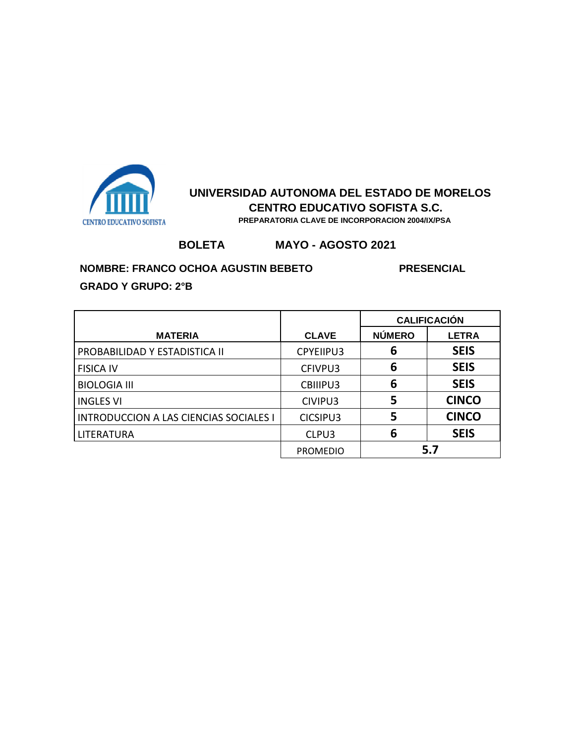CENTRO EDUCATIVO SOFISTA

# UNIVERSIDAD AUTONOMA DEL ESTADO DE MORELOS
## CENTRO EDUCATIVO SOFISTA S.C.
**PREPARATORIA CLAVE DE INCORPORACION 2004/IX/PSA**

**BOLETA** **MAYO - AGOSTO 2021**

**NOMBRE: FRANCO OCHOA AGUSTIN BEBETO** **PRESENCIAL**

**GRADO Y GRUPO: 2°B**

| MATERIA | CLAVE | CALIFICACIÓN | |
|---|---|---|---|
| | | NÚMERO | LETRA |
| PROBABILIDAD Y ESTADISTICA II | CPYEIIPU3 | 6 | SEIS |
| FISICA IV | CFIVPU3 | 6 | SEIS |
| BIOLOGIA III | CBIIIPU3 | 6 | SEIS |
| INGLES VI | CIVIPU3 | 5 | CINCO |
| INTRODUCCION A LAS CIENCIAS SOCIALES I | CICSIPU3 | 5 | CINCO |
| LITERATURA | CLPU3 | 6 | SEIS |
| | PROMEDIO | 5.7 | |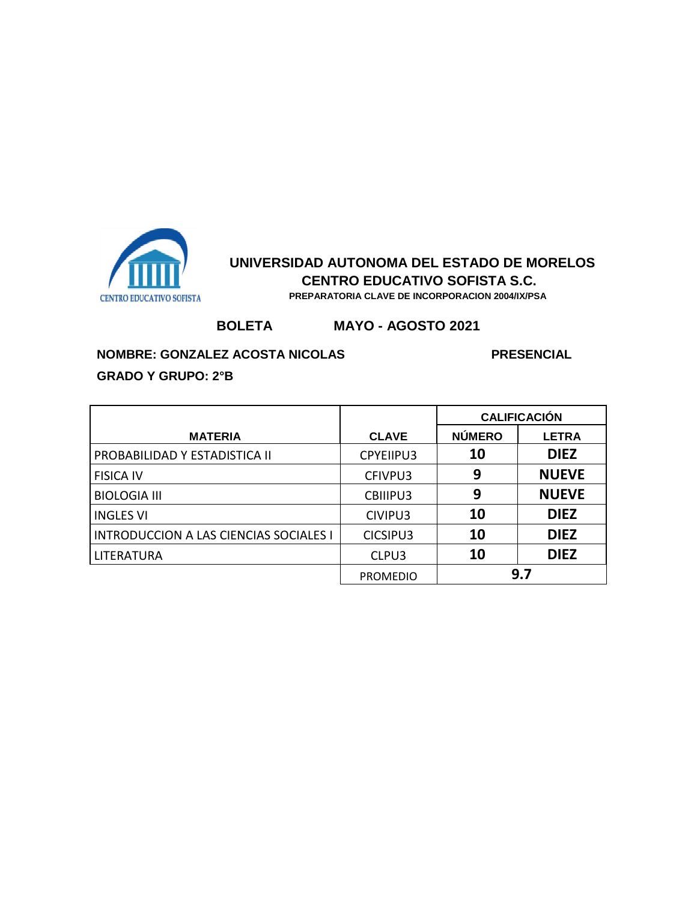# UNIVERSIDAD AUTONOMA DEL ESTADO DE MORELOS

## CENTRO EDUCATIVO SOFISTA S.C.

**PREPARATORIA CLAVE DE INCORPORACION 2004/IX/PSA**

CENTRO EDUCATIVO SOFISTA

**BOLETA** **MAYO - AGOSTO 2021**

**NOMBRE: GONZALEZ ACOSTA NICOLAS** **PRESENCIAL**

**GRADO Y GRUPO: 2°B**

| MATERIA | CLAVE | CALIFICACIÓN | |
|---|---|---|---|
| | | NÚMERO | LETRA |
| PROBABILIDAD Y ESTADISTICA II | CPYEIIPU3 | 10 | DIEZ |
| FISICA IV | CFIVPU3 | 9 | NUEVE |
| BIOLOGIA III | CBIIIPU3 | 9 | NUEVE |
| INGLES VI | CIVIPU3 | 10 | DIEZ |
| INTRODUCCION A LAS CIENCIAS SOCIALES I | CICSIPU3 | 10 | DIEZ |
| LITERATURA | CLPU3 | 10 | DIEZ |
| | PROMEDIO | 9.7 | |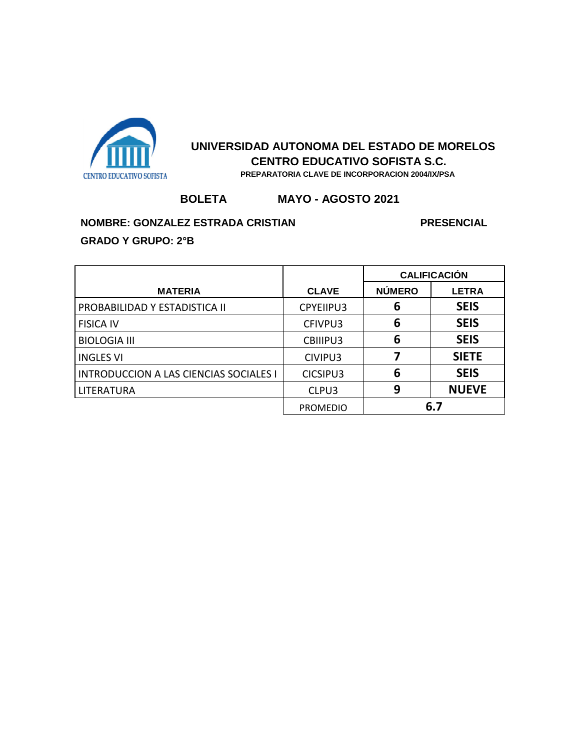CENTRO EDUCATIVO SOFISTA

# UNIVERSIDAD AUTONOMA DEL ESTADO DE MORELOS

## CENTRO EDUCATIVO SOFISTA S.C.

**PREPARATORIA CLAVE DE INCORPORACION 2004/IX/PSA**

**BOLETA** **MAYO - AGOSTO 2021**

**NOMBRE: GONZALEZ ESTRADA CRISTIAN** **PRESENCIAL**

**GRADO Y GRUPO: 2°B**

| MATERIA | CLAVE | CALIFICACIÓN | |
|---|---|---|---|
| | | NÚMERO | LETRA |
| PROBABILIDAD Y ESTADISTICA II | CPYEIIPU3 | 6 | SEIS |
| FISICA IV | CFIVPU3 | 6 | SEIS |
| BIOLOGIA III | CBIIIPU3 | 6 | SEIS |
| INGLES VI | CIVIPU3 | 7 | SIETE |
| INTRODUCCION A LAS CIENCIAS SOCIALES I | CICSIPU3 | 6 | SEIS |
| LITERATURA | CLPU3 | 9 | NUEVE |
| | PROMEDIO | 6.7 | |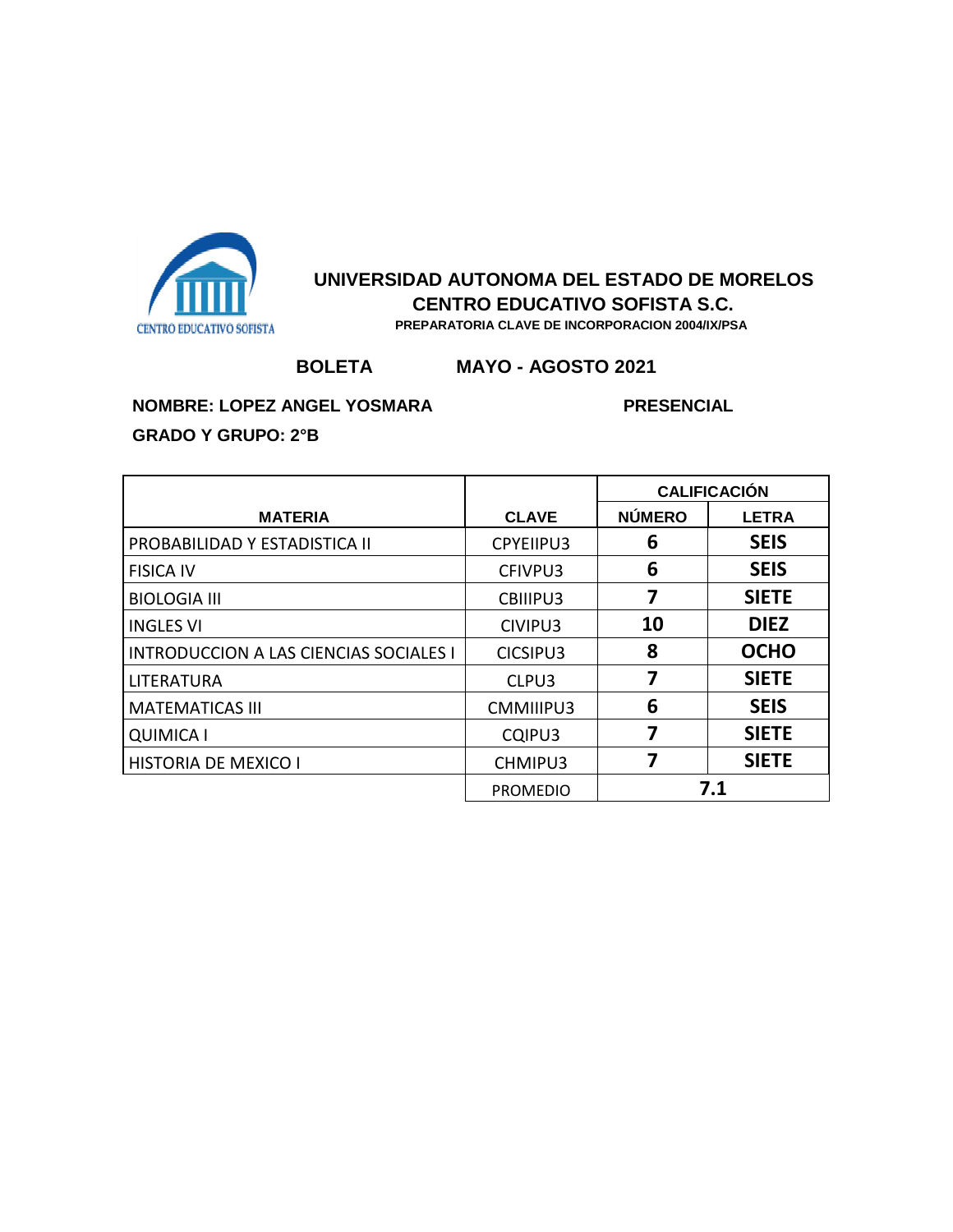CENTRO EDUCATIVO SOFISTA

**UNIVERSIDAD AUTONOMA DEL ESTADO DE MORELOS**
**CENTRO EDUCATIVO SOFISTA S.C.**
**PREPARATORIA CLAVE DE INCORPORACION 2004/IX/PSA**

**BOLETA** **MAYO - AGOSTO 2021**

**NOMBRE: LOPEZ ANGEL YOSMARA** **PRESENCIAL**

**GRADO Y GRUPO: 2°B**

| MATERIA | CLAVE | CALIFICACIÓN | |
|---|---|---|---|
| | | NÚMERO | LETRA |
| PROBABILIDAD Y ESTADISTICA II | CPYEIIPU3 | 6 | SEIS |
| FISICA IV | CFIVPU3 | 6 | SEIS |
| BIOLOGIA III | CBIIIPU3 | 7 | SIETE |
| INGLES VI | CIVIPU3 | 10 | DIEZ |
| INTRODUCCION A LAS CIENCIAS SOCIALES I | CICSIPU3 | 8 | OCHO |
| LITERATURA | CLPU3 | 7 | SIETE |
| MATEMATICAS III | CMMIIIPU3 | 6 | SEIS |
| QUIMICA I | CQIPU3 | 7 | SIETE |
| HISTORIA DE MEXICO I | CHMIPU3 | 7 | SIETE |
| | PROMEDIO | 7.1 | |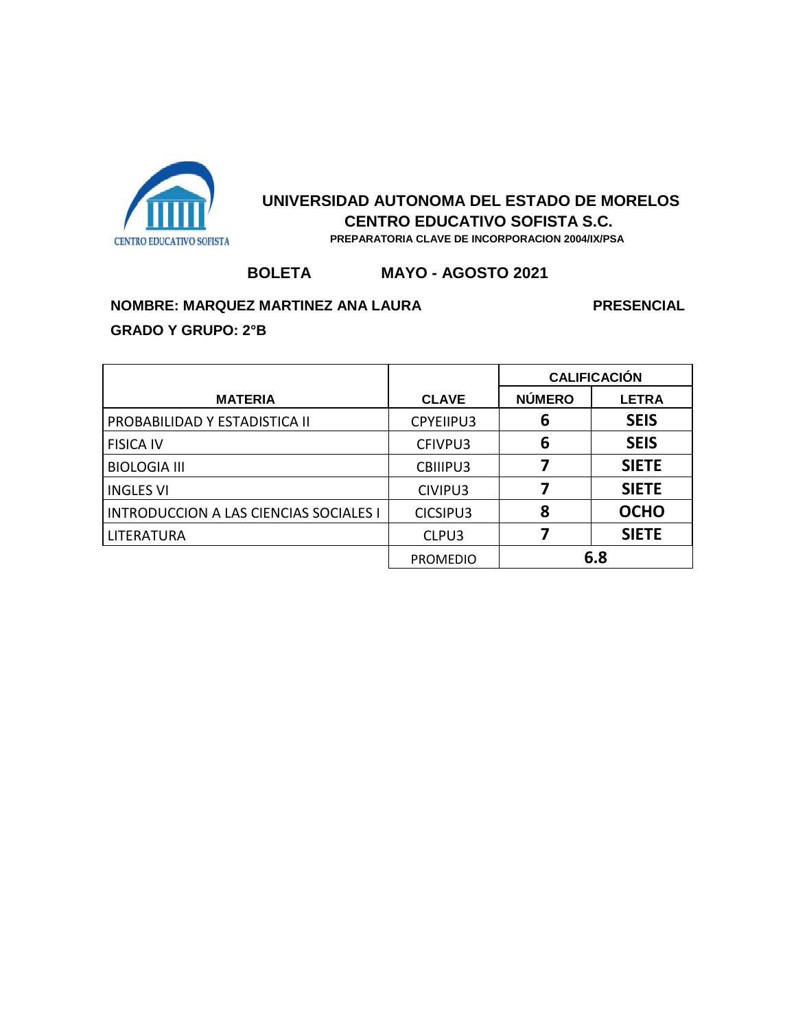CENTRO EDUCATIVO SOFISTA

# UNIVERSIDAD AUTONOMA DEL ESTADO DE MORELOS

## CENTRO EDUCATIVO SOFISTA S.C.

**PREPARATORIA CLAVE DE INCORPORACION 2004/IX/PSA**

**BOLETA** **MAYO - AGOSTO 2021**

**NOMBRE: MARQUEZ MARTINEZ ANA LAURA** **PRESENCIAL**

**GRADO Y GRUPO: 2°B**

| MATERIA | CLAVE | CALIFICACIÓN | |
|---|---|---|---|
| | | NÚMERO | LETRA |
| PROBABILIDAD Y ESTADISTICA II | CPYEIIPU3 | **6** | **SEIS** |
| FISICA IV | CFIVPU3 | **6** | **SEIS** |
| BIOLOGIA III | CBIIIPU3 | **7** | **SIETE** |
| INGLES VI | CIVIPU3 | **7** | **SIETE** |
| INTRODUCCION A LAS CIENCIAS SOCIALES I | CICSIPU3 | **8** | **OCHO** |
| LITERATURA | CLPU3 | **7** | **SIETE** |
| | PROMEDIO | **6.8** | |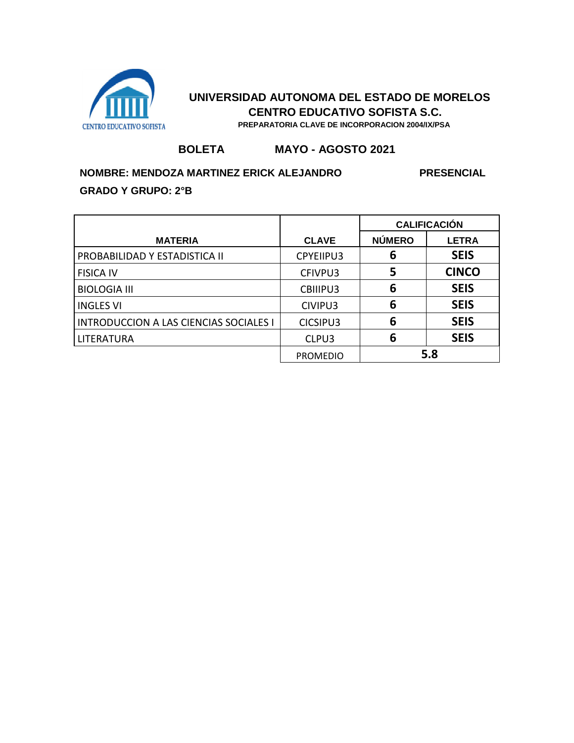CENTRO EDUCATIVO SOFISTA

**UNIVERSIDAD AUTONOMA DEL ESTADO DE MORELOS**
**CENTRO EDUCATIVO SOFISTA S.C.**
**PREPARATORIA CLAVE DE INCORPORACION 2004/IX/PSA**

**BOLETA** **MAYO - AGOSTO 2021**

**NOMBRE: MENDOZA MARTINEZ ERICK ALEJANDRO** **PRESENCIAL**

**GRADO Y GRUPO: 2°B**

| MATERIA | CLAVE | CALIFICACIÓN | |
|---|---|---|---|
| | | NÚMERO | LETRA |
| PROBABILIDAD Y ESTADISTICA II | CPYEIIPU3 | 6 | SEIS |
| FISICA IV | CFIVPU3 | 5 | CINCO |
| BIOLOGIA III | CBIIIPU3 | 6 | SEIS |
| INGLES VI | CIVIPU3 | 6 | SEIS |
| INTRODUCCION A LAS CIENCIAS SOCIALES I | CICSIPU3 | 6 | SEIS |
| LITERATURA | CLPU3 | 6 | SEIS |
| | PROMEDIO | 5.8 | |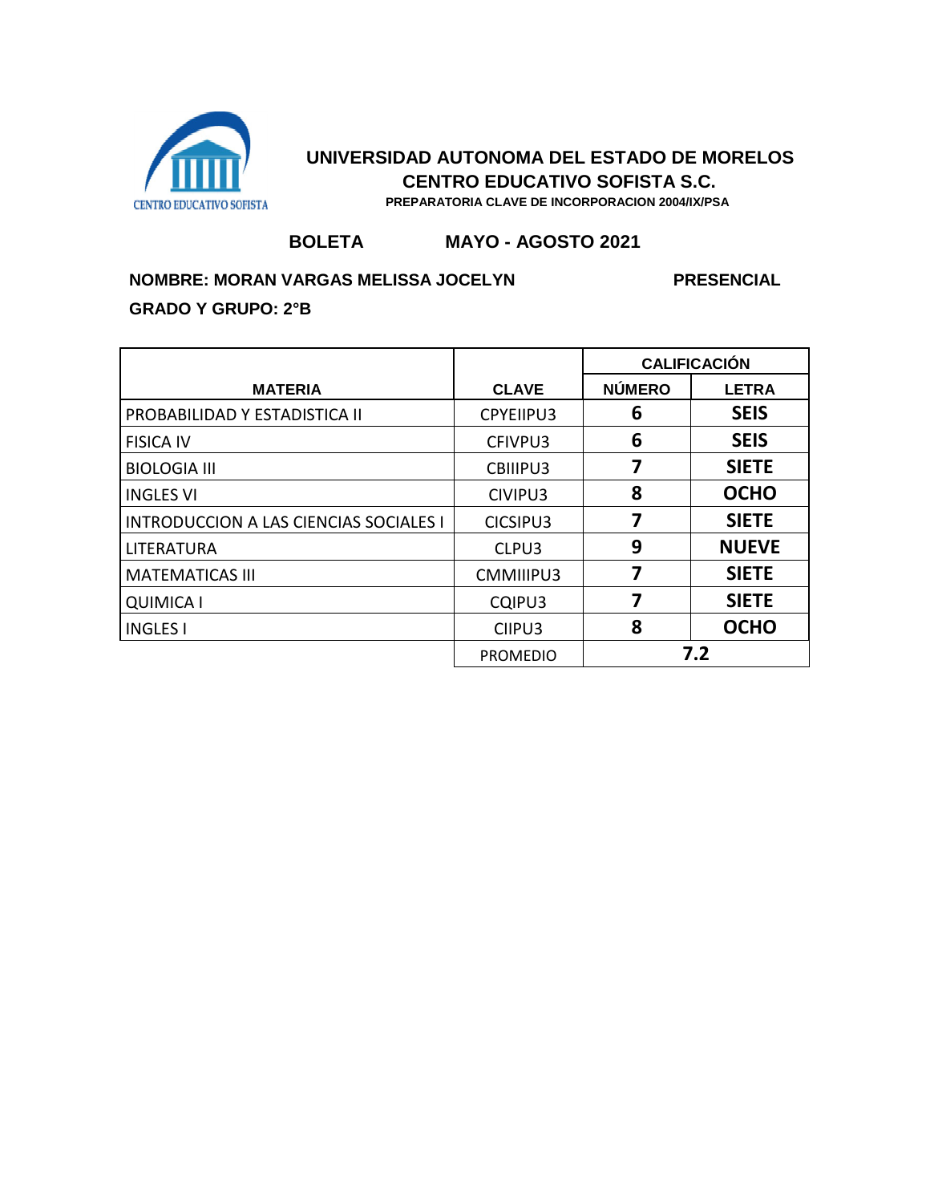CENTRO EDUCATIVO SOFISTA

# UNIVERSIDAD AUTONOMA DEL ESTADO DE MORELOS
## CENTRO EDUCATIVO SOFISTA S.C.
**PREPARATORIA CLAVE DE INCORPORACION 2004/IX/PSA**

**BOLETA** **MAYO - AGOSTO 2021**

**NOMBRE: MORAN VARGAS MELISSA JOCELYN** **PRESENCIAL**

**GRADO Y GRUPO: 2°B**

| MATERIA | CLAVE | CALIFICACIÓN | |
|---|---|---|---|
| | | NÚMERO | LETRA |
| PROBABILIDAD Y ESTADISTICA II | CPYEIIPU3 | 6 | SEIS |
| FISICA IV | CFIVPU3 | 6 | SEIS |
| BIOLOGIA III | CBIIIPU3 | 7 | SIETE |
| INGLES VI | CIVIPU3 | 8 | OCHO |
| INTRODUCCION A LAS CIENCIAS SOCIALES I | CICSIPU3 | 7 | SIETE |
| LITERATURA | CLPU3 | 9 | NUEVE |
| MATEMATICAS III | CMMIIIPU3 | 7 | SIETE |
| QUIMICA I | CQIPU3 | 7 | SIETE |
| INGLES I | CIIPU3 | 8 | OCHO |
| | PROMEDIO | 7.2 | |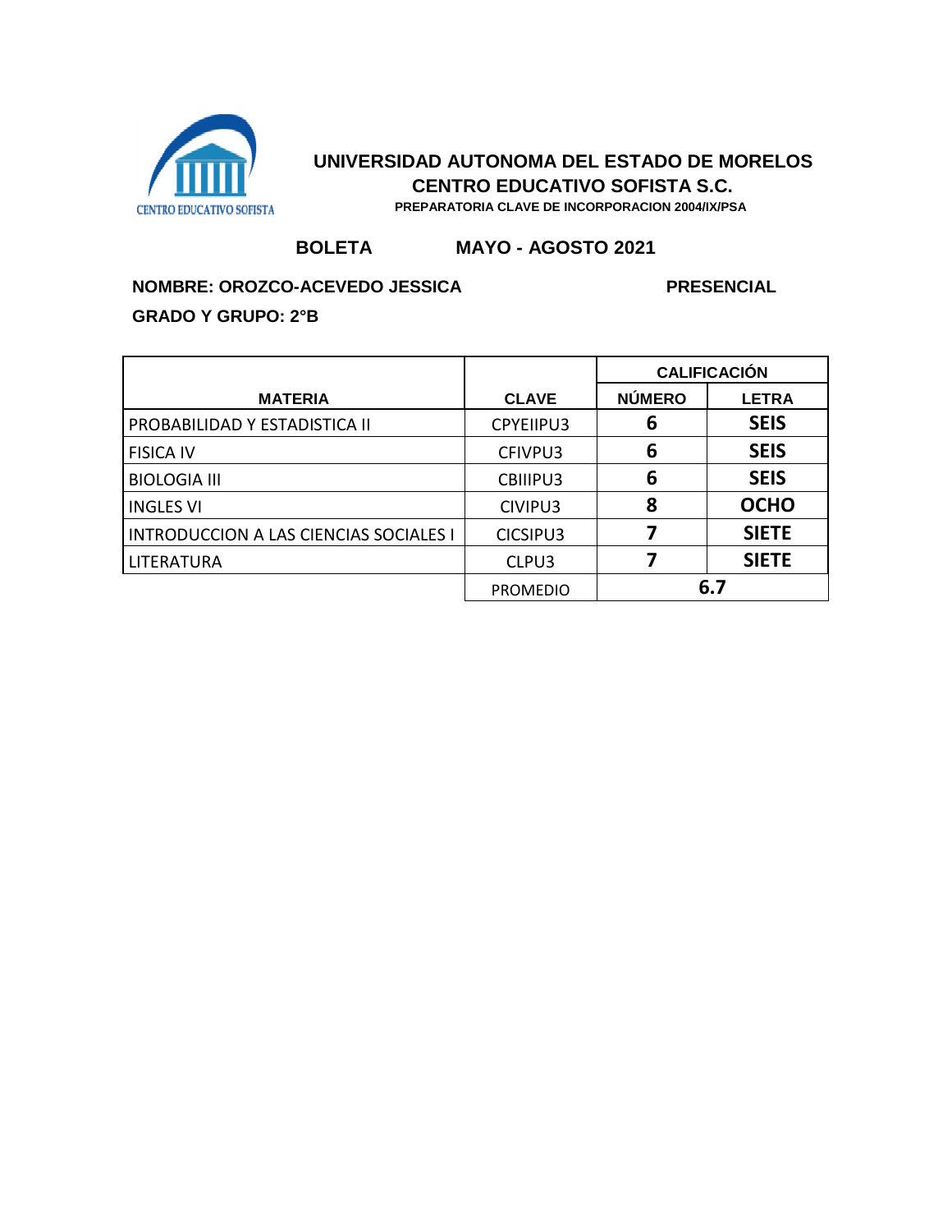CENTRO EDUCATIVO SOFISTA

# UNIVERSIDAD AUTONOMA DEL ESTADO DE MORELOS
## CENTRO EDUCATIVO SOFISTA S.C.
**PREPARATORIA CLAVE DE INCORPORACION 2004/IX/PSA**

**BOLETA** **MAYO - AGOSTO 2021**

**NOMBRE: OROZCO-ACEVEDO JESSICA** **PRESENCIAL**

**GRADO Y GRUPO: 2°B**

| MATERIA | CLAVE | CALIFICACIÓN NÚMERO | CALIFICACIÓN LETRA |
|---|---|---|---|
| PROBABILIDAD Y ESTADISTICA II | CPYEIIPU3 | 6 | SEIS |
| FISICA IV | CFIVPU3 | 6 | SEIS |
| BIOLOGIA III | CBIIIPU3 | 6 | SEIS |
| INGLES VI | CIVIPU3 | 8 | OCHO |
| INTRODUCCION A LAS CIENCIAS SOCIALES I | CICSIPU3 | 7 | SIETE |
| LITERATURA | CLPU3 | 7 | SIETE |
| | PROMEDIO | 6.7 | |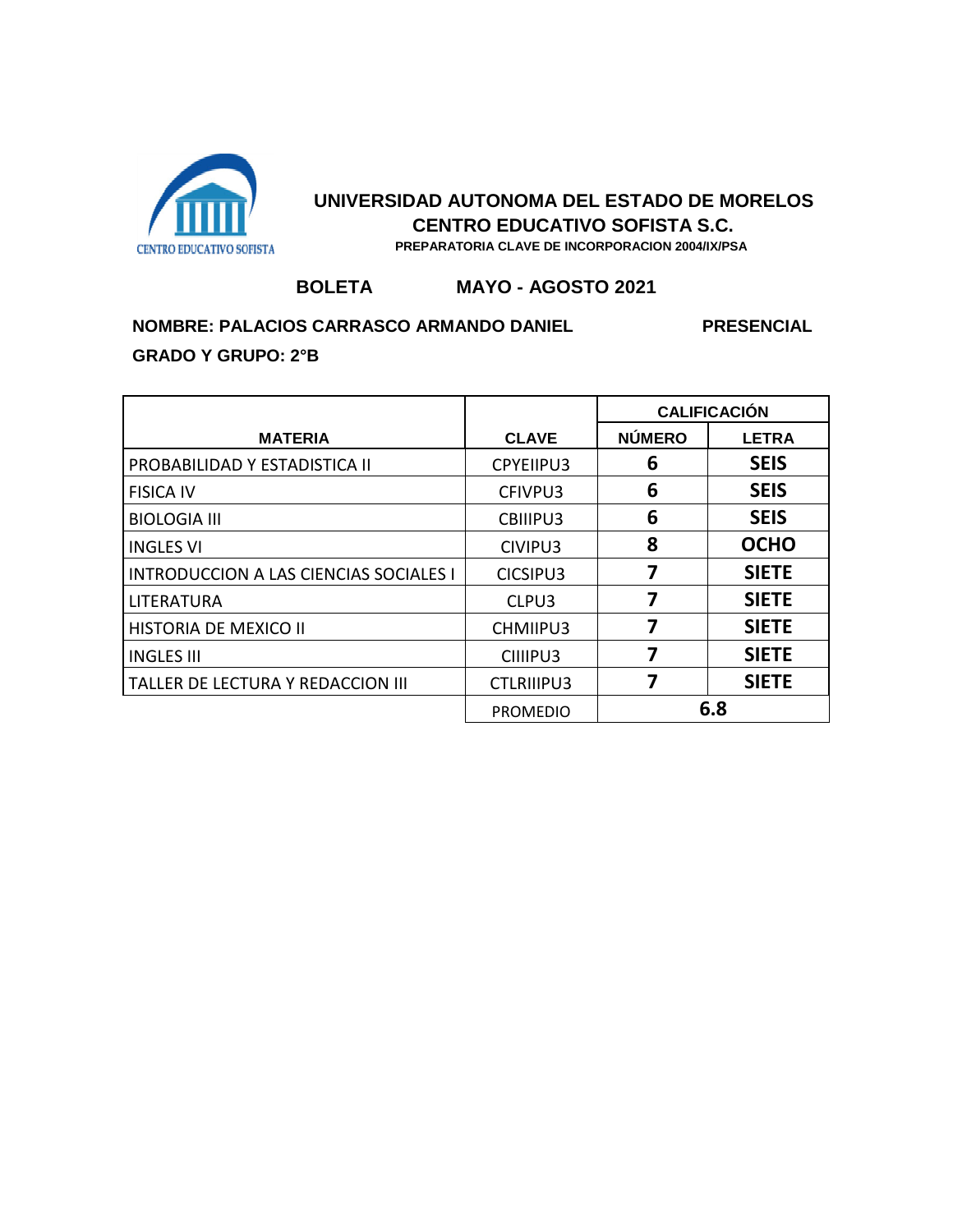CENTRO EDUCATIVO SOFISTA

**UNIVERSIDAD AUTONOMA DEL ESTADO DE MORELOS**

**CENTRO EDUCATIVO SOFISTA S.C.**

**PREPARATORIA CLAVE DE INCORPORACION 2004/IX/PSA**

**BOLETA** **MAYO - AGOSTO 2021**

**NOMBRE: PALACIOS CARRASCO ARMANDO DANIEL** **PRESENCIAL**

**GRADO Y GRUPO: 2°B**

| MATERIA | CLAVE | CALIFICACIÓN | |
|---|---|---|---|
| | | NÚMERO | LETRA |
| PROBABILIDAD Y ESTADISTICA II | CPYEIIPU3 | 6 | SEIS |
| FISICA IV | CFIVPU3 | 6 | SEIS |
| BIOLOGIA III | CBIIIPU3 | 6 | SEIS |
| INGLES VI | CIVIPU3 | 8 | OCHO |
| INTRODUCCION A LAS CIENCIAS SOCIALES I | CICSIPU3 | 7 | SIETE |
| LITERATURA | CLPU3 | 7 | SIETE |
| HISTORIA DE MEXICO II | CHMIIPU3 | 7 | SIETE |
| INGLES III | CIIIIPU3 | 7 | SIETE |
| TALLER DE LECTURA Y REDACCION III | CTLRIIIPU3 | 7 | SIETE |
| | PROMEDIO | 6.8 | |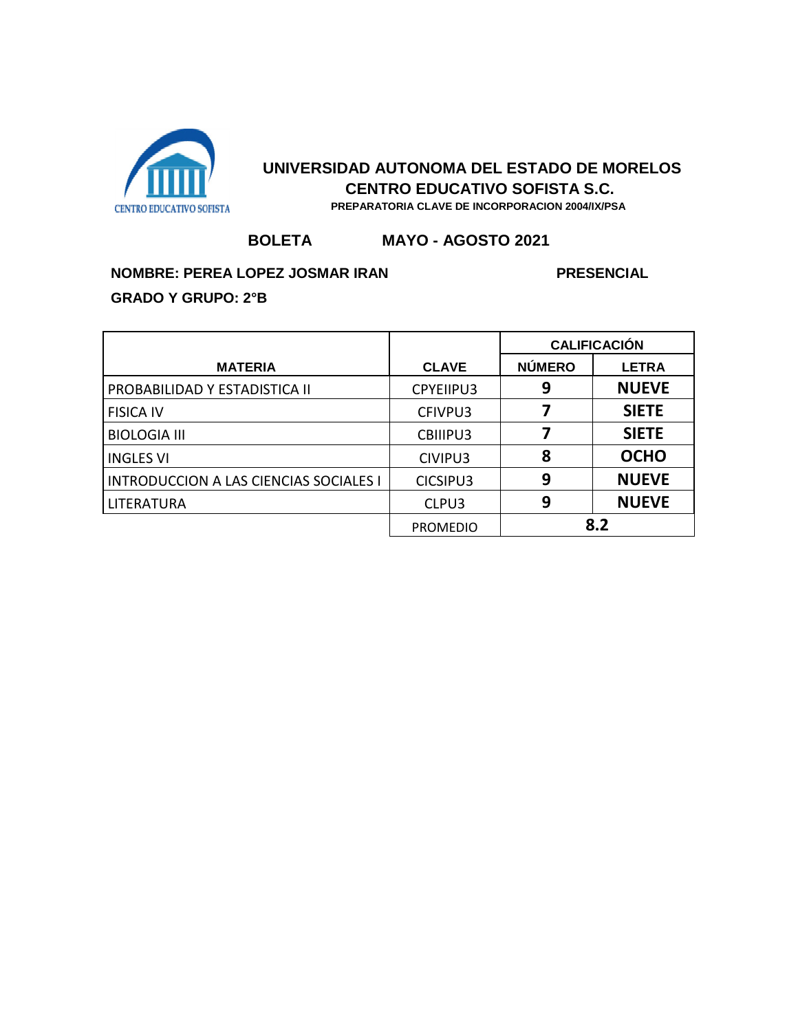CENTRO EDUCATIVO SOFISTA

## UNIVERSIDAD AUTONOMA DEL ESTADO DE MORELOS
## CENTRO EDUCATIVO SOFISTA S.C.
**PREPARATORIA CLAVE DE INCORPORACION 2004/IX/PSA**

**BOLETA** **MAYO - AGOSTO 2021**

**NOMBRE: PEREA LOPEZ JOSMAR IRAN** **PRESENCIAL**

**GRADO Y GRUPO: 2°B**

| MATERIA | CLAVE | CALIFICACIÓN | |
|---|---|---|---|
| | | NÚMERO | LETRA |
| PROBABILIDAD Y ESTADISTICA II | CPYEIIPU3 | 9 | NUEVE |
| FISICA IV | CFIVPU3 | 7 | SIETE |
| BIOLOGIA III | CBIIIPU3 | 7 | SIETE |
| INGLES VI | CIVIPU3 | 8 | OCHO |
| INTRODUCCION A LAS CIENCIAS SOCIALES I | CICSIPU3 | 9 | NUEVE |
| LITERATURA | CLPU3 | 9 | NUEVE |
| | PROMEDIO | 8.2 | |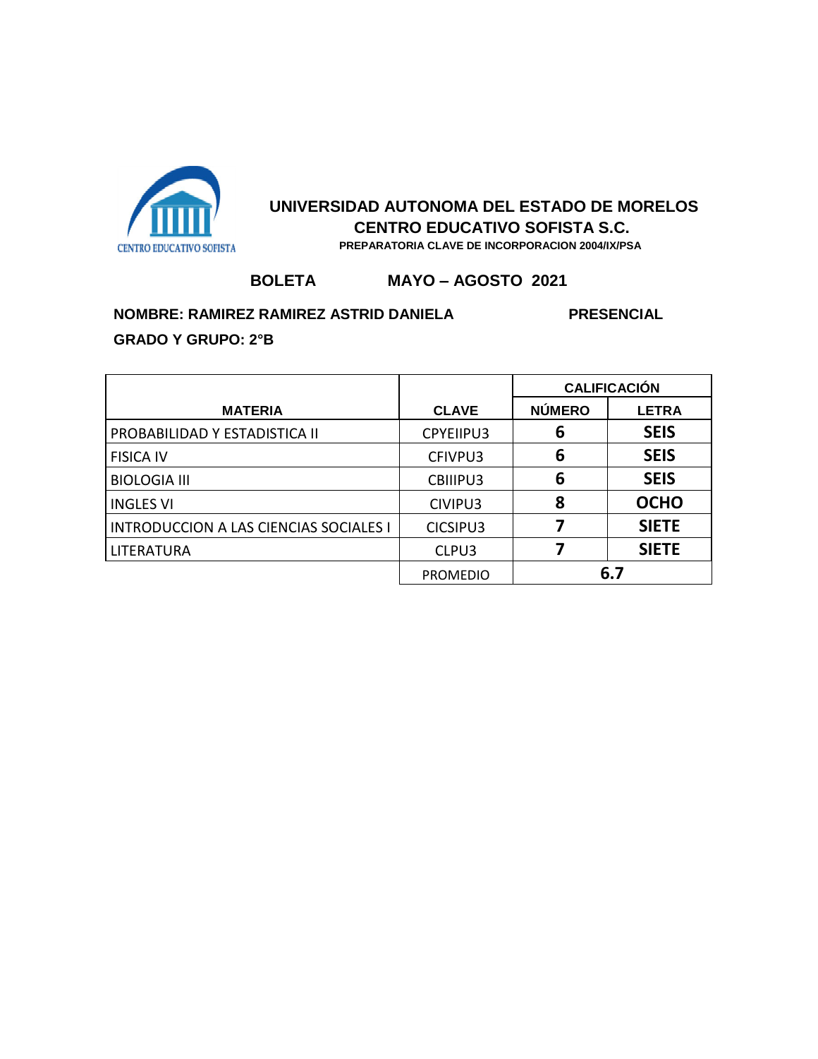CENTRO EDUCATIVO SOFISTA

# UNIVERSIDAD AUTONOMA DEL ESTADO DE MORELOS
## CENTRO EDUCATIVO SOFISTA S.C.
**PREPARATORIA CLAVE DE INCORPORACION 2004/IX/PSA**

**BOLETA** **MAYO – AGOSTO 2021**

**NOMBRE: RAMIREZ RAMIREZ ASTRID DANIELA** **PRESENCIAL**

**GRADO Y GRUPO: 2°B**

| MATERIA | CLAVE | CALIFICACIÓN | |
|---|---|---|---|
| | | NÚMERO | LETRA |
| PROBABILIDAD Y ESTADISTICA II | CPYEIIPU3 | 6 | SEIS |
| FISICA IV | CFIVPU3 | 6 | SEIS |
| BIOLOGIA III | CBIIIPU3 | 6 | SEIS |
| INGLES VI | CIVIPU3 | 8 | OCHO |
| INTRODUCCION A LAS CIENCIAS SOCIALES I | CICSIPU3 | 7 | SIETE |
| LITERATURA | CLPU3 | 7 | SIETE |
| | PROMEDIO | 6.7 | |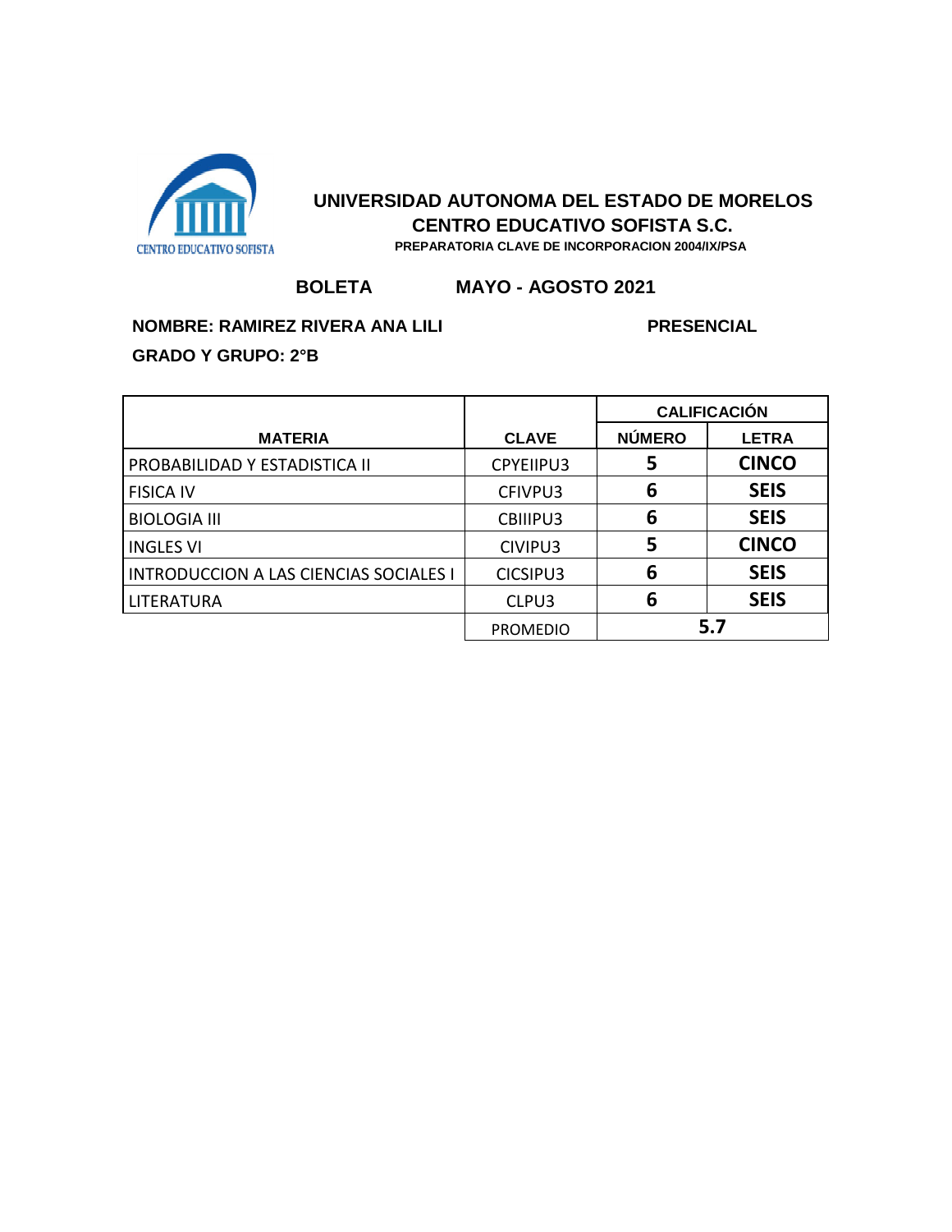CENTRO EDUCATIVO SOFISTA

## UNIVERSIDAD AUTONOMA DEL ESTADO DE MORELOS
## CENTRO EDUCATIVO SOFISTA S.C.

**PREPARATORIA CLAVE DE INCORPORACION 2004/IX/PSA**

**BOLETA** **MAYO - AGOSTO 2021**

**NOMBRE: RAMIREZ RIVERA ANA LILI** **PRESENCIAL**

**GRADO Y GRUPO: 2°B**

| MATERIA | CLAVE | CALIFICACIÓN | |
|---|---|---|---|
| | | NÚMERO | LETRA |
| PROBABILIDAD Y ESTADISTICA II | CPYEIIPU3 | 5 | CINCO |
| FISICA IV | CFIVPU3 | 6 | SEIS |
| BIOLOGIA III | CBIIIPU3 | 6 | SEIS |
| INGLES VI | CIVIPU3 | 5 | CINCO |
| INTRODUCCION A LAS CIENCIAS SOCIALES I | CICSIPU3 | 6 | SEIS |
| LITERATURA | CLPU3 | 6 | SEIS |
| | PROMEDIO | 5.7 | |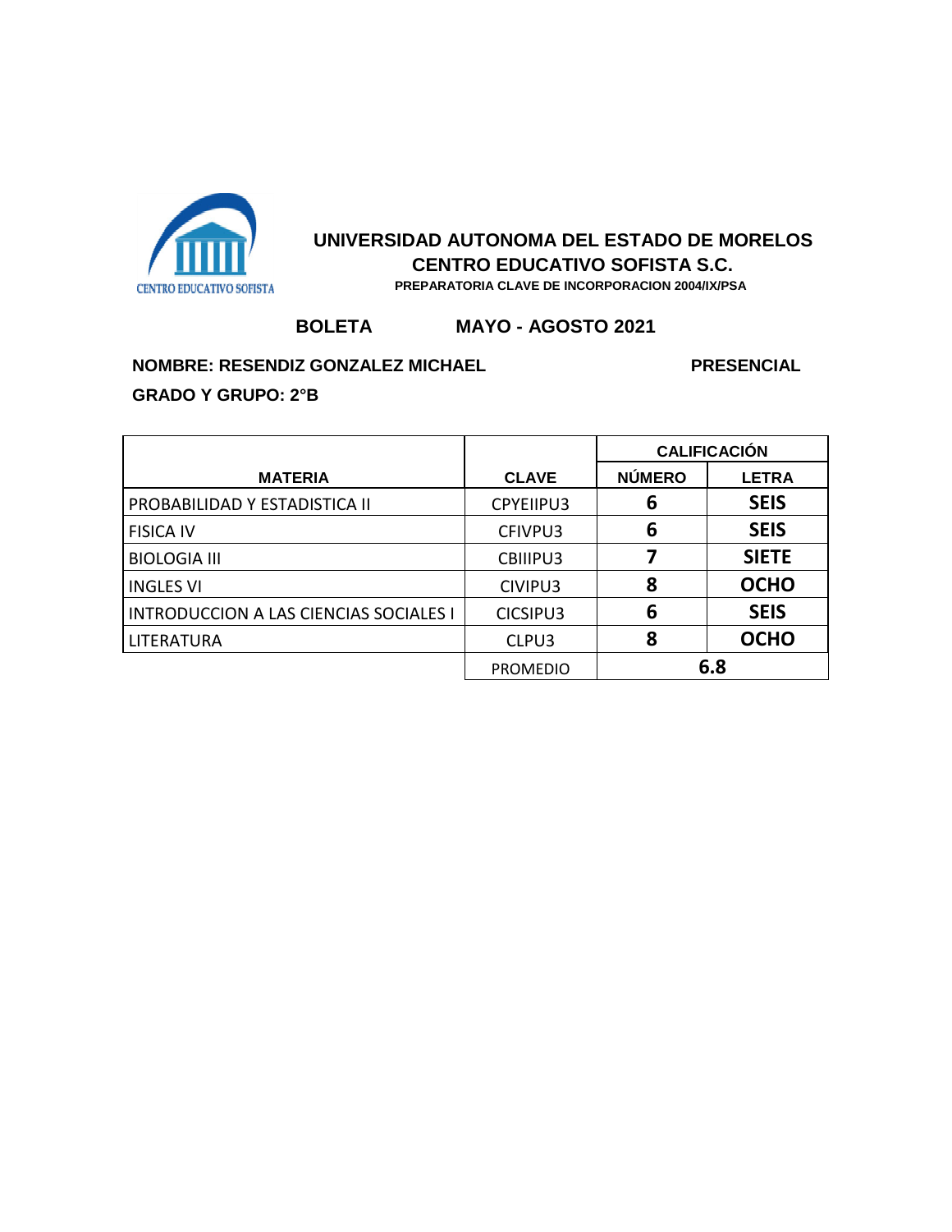CENTRO EDUCATIVO SOFISTA

# UNIVERSIDAD AUTONOMA DEL ESTADO DE MORELOS
## CENTRO EDUCATIVO SOFISTA S.C.
**PREPARATORIA CLAVE DE INCORPORACION 2004/IX/PSA**

**BOLETA** **MAYO - AGOSTO 2021**

**NOMBRE: RESENDIZ GONZALEZ MICHAEL** **PRESENCIAL**

**GRADO Y GRUPO: 2°B**

| MATERIA | CLAVE | CALIFICACIÓN | |
|---|---|---|---|
| | | NÚMERO | LETRA |
| PROBABILIDAD Y ESTADISTICA II | CPYEIIPU3 | 6 | SEIS |
| FISICA IV | CFIVPU3 | 6 | SEIS |
| BIOLOGIA III | CBIIIPU3 | 7 | SIETE |
| INGLES VI | CIVIPU3 | 8 | OCHO |
| INTRODUCCION A LAS CIENCIAS SOCIALES I | CICSIPU3 | 6 | SEIS |
| LITERATURA | CLPU3 | 8 | OCHO |
| | PROMEDIO | 6.8 | |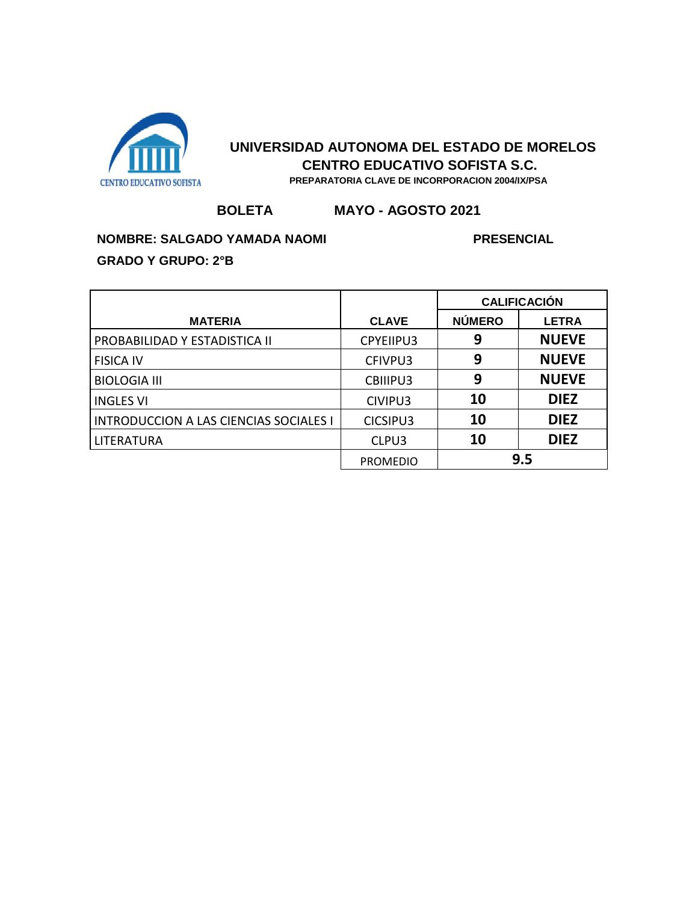# UNIVERSIDAD AUTONOMA DEL ESTADO DE MORELOS

## CENTRO EDUCATIVO SOFISTA S.C.

**PREPARATORIA CLAVE DE INCORPORACION 2004/IX/PSA**

**BOLETA** **MAYO - AGOSTO 2021**

**NOMBRE: SALGADO YAMADA NAOMI** **PRESENCIAL**

**GRADO Y GRUPO: 2°B**

| MATERIA | CLAVE | CALIFICACIÓN | |
|---|---|---|---|
| | | NÚMERO | LETRA |
| PROBABILIDAD Y ESTADISTICA II | CPYEIIPU3 | **9** | **NUEVE** |
| FISICA IV | CFIVPU3 | **9** | **NUEVE** |
| BIOLOGIA III | CBIIIPU3 | **9** | **NUEVE** |
| INGLES VI | CIVIPU3 | **10** | **DIEZ** |
| INTRODUCCION A LAS CIENCIAS SOCIALES I | CICSIPU3 | **10** | **DIEZ** |
| LITERATURA | CLPU3 | **10** | **DIEZ** |
| | PROMEDIO | **9.5** | |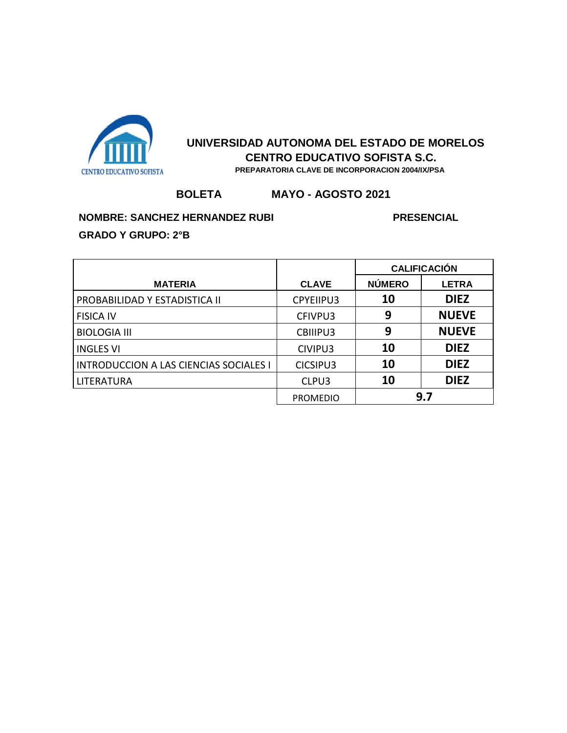CENTRO EDUCATIVO SOFISTA

# UNIVERSIDAD AUTONOMA DEL ESTADO DE MORELOS

## CENTRO EDUCATIVO SOFISTA S.C.

**PREPARATORIA CLAVE DE INCORPORACION 2004/IX/PSA**

**BOLETA** **MAYO - AGOSTO 2021**

**NOMBRE: SANCHEZ HERNANDEZ RUBI** **PRESENCIAL**

**GRADO Y GRUPO: 2°B**

| MATERIA | CLAVE | CALIFICACIÓN | |
|---|---|---|---|
| | | NÚMERO | LETRA |
| PROBABILIDAD Y ESTADISTICA II | CPYEIIPU3 | 10 | DIEZ |
| FISICA IV | CFIVPU3 | 9 | NUEVE |
| BIOLOGIA III | CBIIIPU3 | 9 | NUEVE |
| INGLES VI | CIVIPU3 | 10 | DIEZ |
| INTRODUCCION A LAS CIENCIAS SOCIALES I | CICSIPU3 | 10 | DIEZ |
| LITERATURA | CLPU3 | 10 | DIEZ |
| | PROMEDIO | 9.7 | |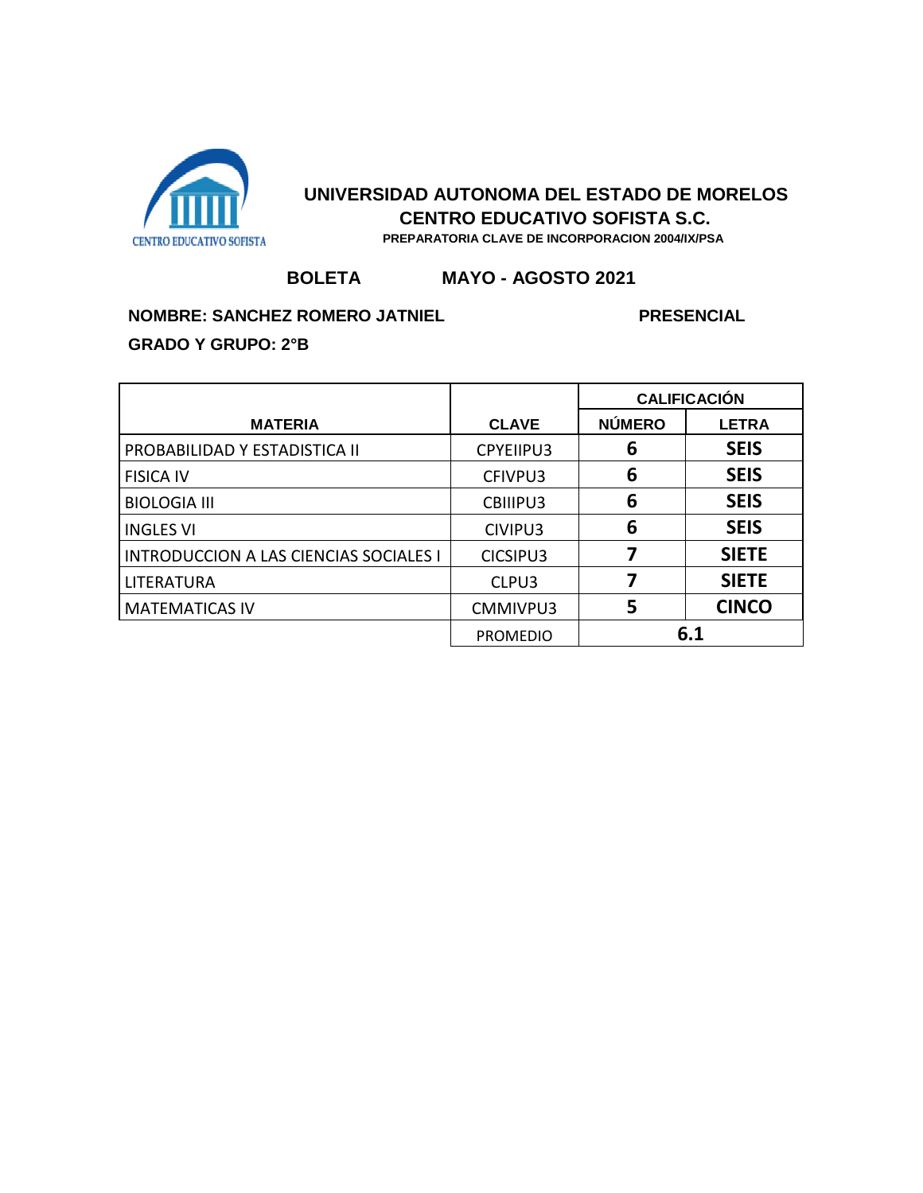CENTRO EDUCATIVO SOFISTA

# UNIVERSIDAD AUTONOMA DEL ESTADO DE MORELOS
## CENTRO EDUCATIVO SOFISTA S.C.
**PREPARATORIA CLAVE DE INCORPORACION 2004/IX/PSA**

**BOLETA** **MAYO - AGOSTO 2021**

**NOMBRE: SANCHEZ ROMERO JATNIEL** **PRESENCIAL**

**GRADO Y GRUPO: 2°B**

| MATERIA | CLAVE | CALIFICACIÓN | |
|---|---|---|---|
| | | NÚMERO | LETRA |
| PROBABILIDAD Y ESTADISTICA II | CPYEIIPU3 | 6 | SEIS |
| FISICA IV | CFIVPU3 | 6 | SEIS |
| BIOLOGIA III | CBIIIPU3 | 6 | SEIS |
| INGLES VI | CIVIPU3 | 6 | SEIS |
| INTRODUCCION A LAS CIENCIAS SOCIALES I | CICSIPU3 | 7 | SIETE |
| LITERATURA | CLPU3 | 7 | SIETE |
| MATEMATICAS IV | CMMIVPU3 | 5 | CINCO |
| | PROMEDIO | 6.1 | |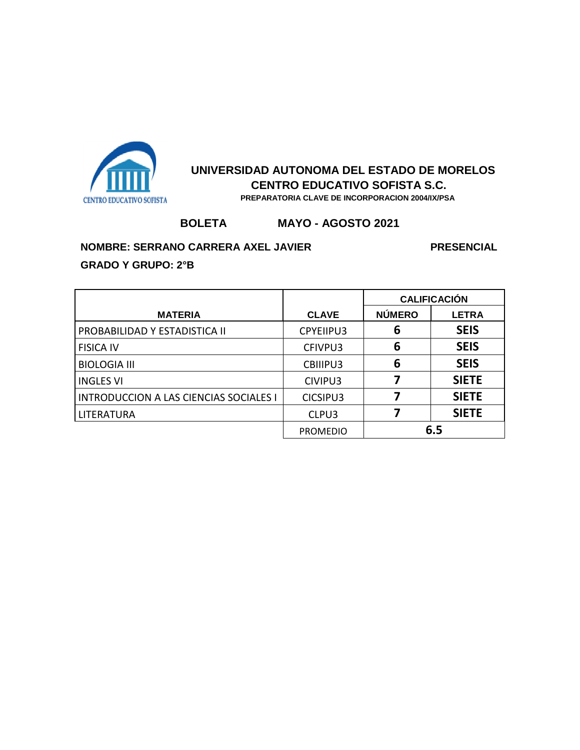CENTRO EDUCATIVO SOFISTA

# UNIVERSIDAD AUTONOMA DEL ESTADO DE MORELOS
## CENTRO EDUCATIVO SOFISTA S.C.
**PREPARATORIA CLAVE DE INCORPORACION 2004/IX/PSA**

**BOLETA MAYO - AGOSTO 2021**

**NOMBRE: SERRANO CARRERA AXEL JAVIER** **PRESENCIAL**

**GRADO Y GRUPO: 2°B**

| MATERIA | CLAVE | CALIFICACIÓN | |
|---|---|---|---|
| | | NÚMERO | LETRA |
| PROBABILIDAD Y ESTADISTICA II | CPYEIIPU3 | 6 | SEIS |
| FISICA IV | CFIVPU3 | 6 | SEIS |
| BIOLOGIA III | CBIIIPU3 | 6 | SEIS |
| INGLES VI | CIVIPU3 | 7 | SIETE |
| INTRODUCCION A LAS CIENCIAS SOCIALES I | CICSIPU3 | 7 | SIETE |
| LITERATURA | CLPU3 | 7 | SIETE |
| | PROMEDIO | 6.5 | |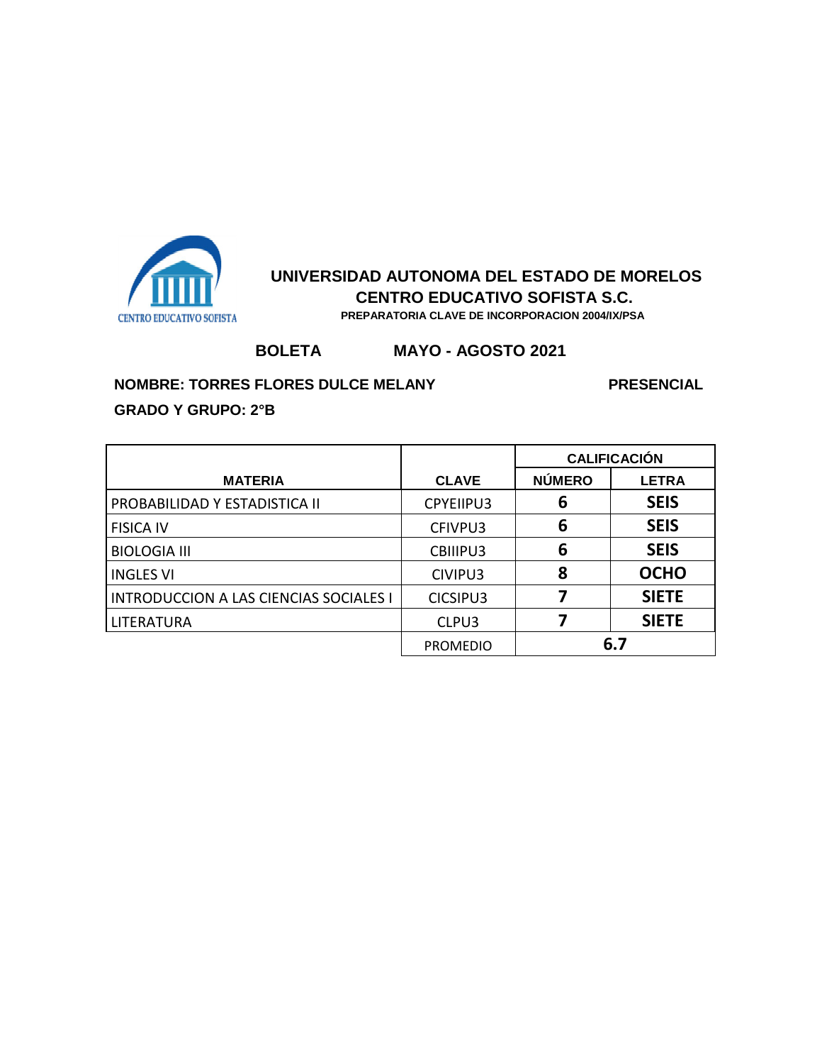CENTRO EDUCATIVO SOFISTA

# UNIVERSIDAD AUTONOMA DEL ESTADO DE MORELOS

## CENTRO EDUCATIVO SOFISTA S.C.

**PREPARATORIA CLAVE DE INCORPORACION 2004/IX/PSA**

**BOLETA** **MAYO - AGOSTO 2021**

**NOMBRE: TORRES FLORES DULCE MELANY** **PRESENCIAL**

**GRADO Y GRUPO: 2°B**

| MATERIA | CLAVE | CALIFICACIÓN | |
|---|---|---|---|
| | | NÚMERO | LETRA |
| PROBABILIDAD Y ESTADISTICA II | CPYEIIPU3 | 6 | SEIS |
| FISICA IV | CFIVPU3 | 6 | SEIS |
| BIOLOGIA III | CBIIIPU3 | 6 | SEIS |
| INGLES VI | CIVIPU3 | 8 | OCHO |
| INTRODUCCION A LAS CIENCIAS SOCIALES I | CICSIPU3 | 7 | SIETE |
| LITERATURA | CLPU3 | 7 | SIETE |
| | PROMEDIO | 6.7 | |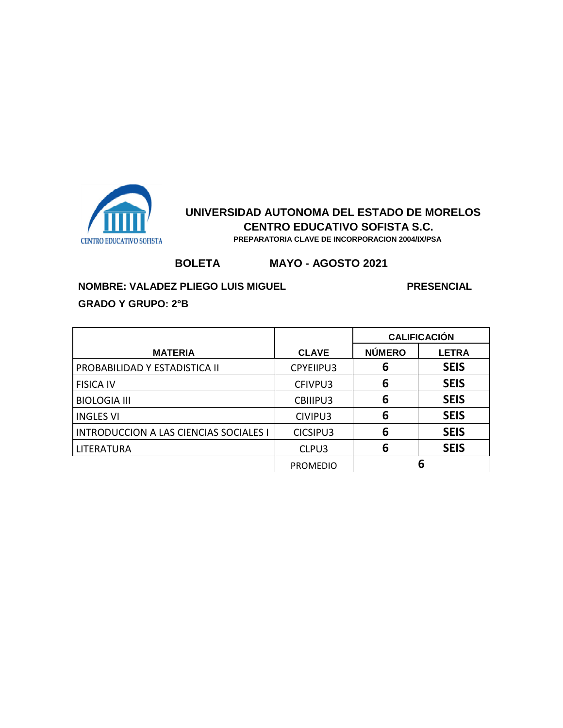CENTRO EDUCATIVO SOFISTA

## UNIVERSIDAD AUTONOMA DEL ESTADO DE MORELOS
## CENTRO EDUCATIVO SOFISTA S.C.
**PREPARATORIA CLAVE DE INCORPORACION 2004/IX/PSA**

**BOLETA** **MAYO - AGOSTO 2021**

**NOMBRE: VALADEZ PLIEGO LUIS MIGUEL** **PRESENCIAL**

**GRADO Y GRUPO: 2°B**

| MATERIA | CLAVE | CALIFICACIÓN | |
|---|---|---|---|
| | | NÚMERO | LETRA |
| PROBABILIDAD Y ESTADISTICA II | CPYEIIPU3 | 6 | SEIS |
| FISICA IV | CFIVPU3 | 6 | SEIS |
| BIOLOGIA III | CBIIIPU3 | 6 | SEIS |
| INGLES VI | CIVIPU3 | 6 | SEIS |
| INTRODUCCION A LAS CIENCIAS SOCIALES I | CICSIPU3 | 6 | SEIS |
| LITERATURA | CLPU3 | 6 | SEIS |
| | PROMEDIO | 6 | |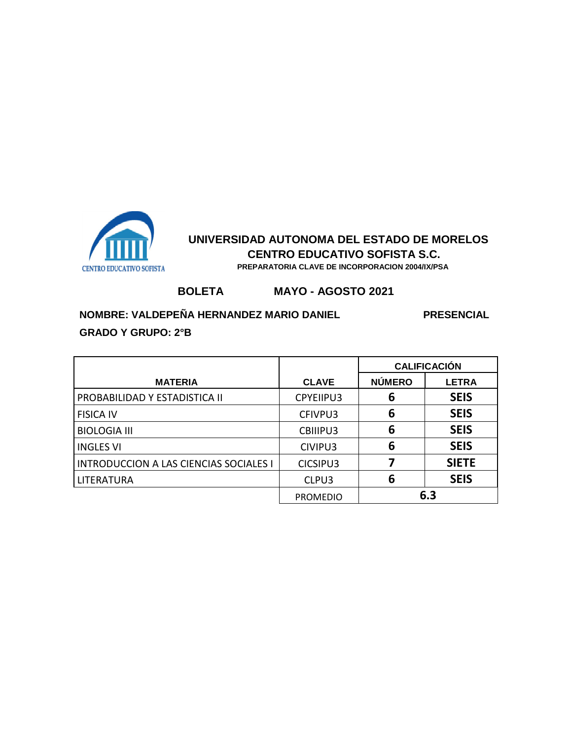CENTRO EDUCATIVO SOFISTA

**UNIVERSIDAD AUTONOMA DEL ESTADO DE MORELOS**

**CENTRO EDUCATIVO SOFISTA S.C.**

**PREPARATORIA CLAVE DE INCORPORACION 2004/IX/PSA**

**BOLETA** **MAYO - AGOSTO 2021**

**NOMBRE: VALDEPEÑA HERNANDEZ MARIO DANIEL** **PRESENCIAL**

**GRADO Y GRUPO: 2°B**

| MATERIA | CLAVE | CALIFICACIÓN | |
|---|---|---|---|
| | | NÚMERO | LETRA |
| PROBABILIDAD Y ESTADISTICA II | CPYEIIPU3 | 6 | SEIS |
| FISICA IV | CFIVPU3 | 6 | SEIS |
| BIOLOGIA III | CBIIIPU3 | 6 | SEIS |
| INGLES VI | CIVIPU3 | 6 | SEIS |
| INTRODUCCION A LAS CIENCIAS SOCIALES I | CICSIPU3 | 7 | SIETE |
| LITERATURA | CLPU3 | 6 | SEIS |
| | PROMEDIO | 6.3 | |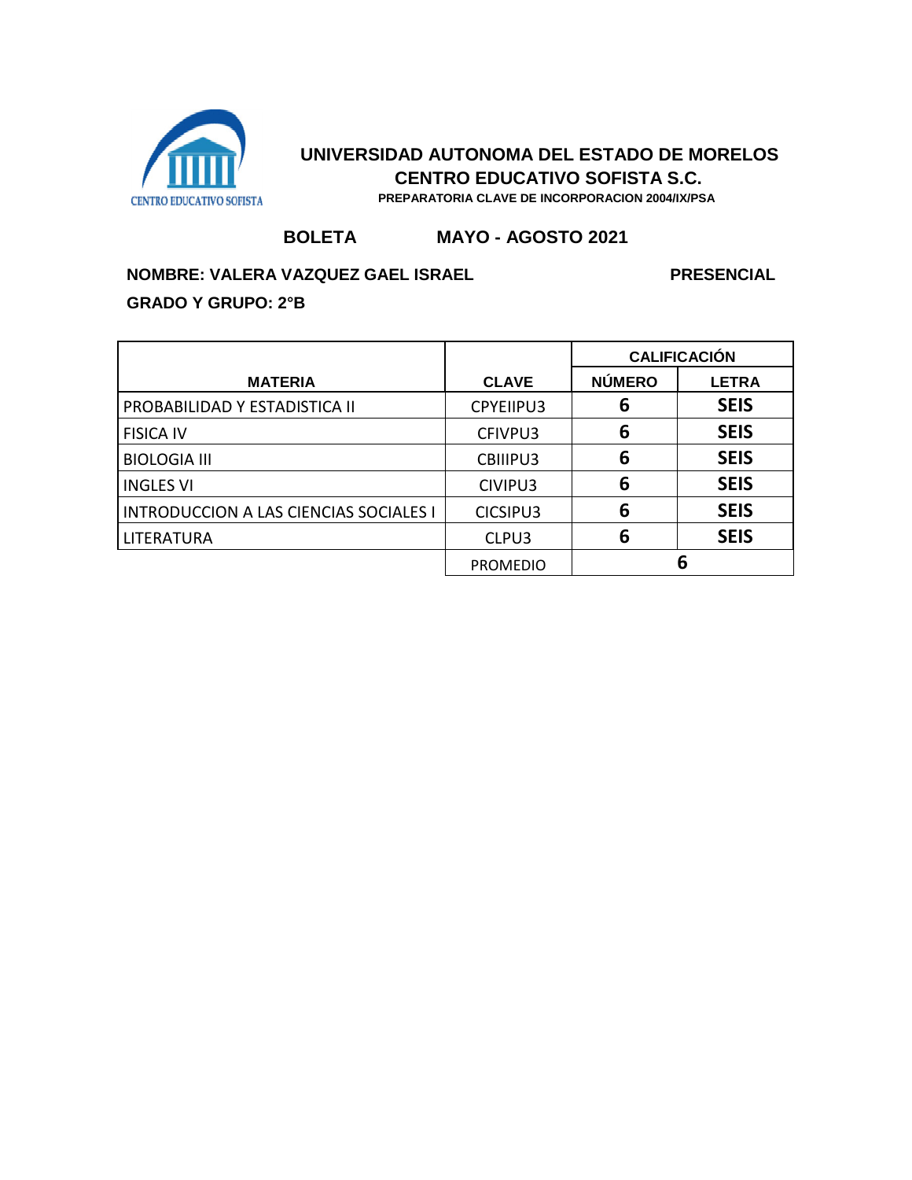CENTRO EDUCATIVO SOFISTA

# UNIVERSIDAD AUTONOMA DEL ESTADO DE MORELOS

## CENTRO EDUCATIVO SOFISTA S.C.

**PREPARATORIA CLAVE DE INCORPORACION 2004/IX/PSA**

**BOLETA MAYO - AGOSTO 2021**

**NOMBRE: VALERA VAZQUEZ GAEL ISRAEL** **PRESENCIAL**

**GRADO Y GRUPO: 2°B**

| MATERIA | CLAVE | CALIFICACIÓN | |
|---|---|---|---|
| | | NÚMERO | LETRA |
| PROBABILIDAD Y ESTADISTICA II | CPYEIIPU3 | 6 | SEIS |
| FISICA IV | CFIVPU3 | 6 | SEIS |
| BIOLOGIA III | CBIIIPU3 | 6 | SEIS |
| INGLES VI | CIVIPU3 | 6 | SEIS |
| INTRODUCCION A LAS CIENCIAS SOCIALES I | CICSIPU3 | 6 | SEIS |
| LITERATURA | CLPU3 | 6 | SEIS |
| | PROMEDIO | 6 | |